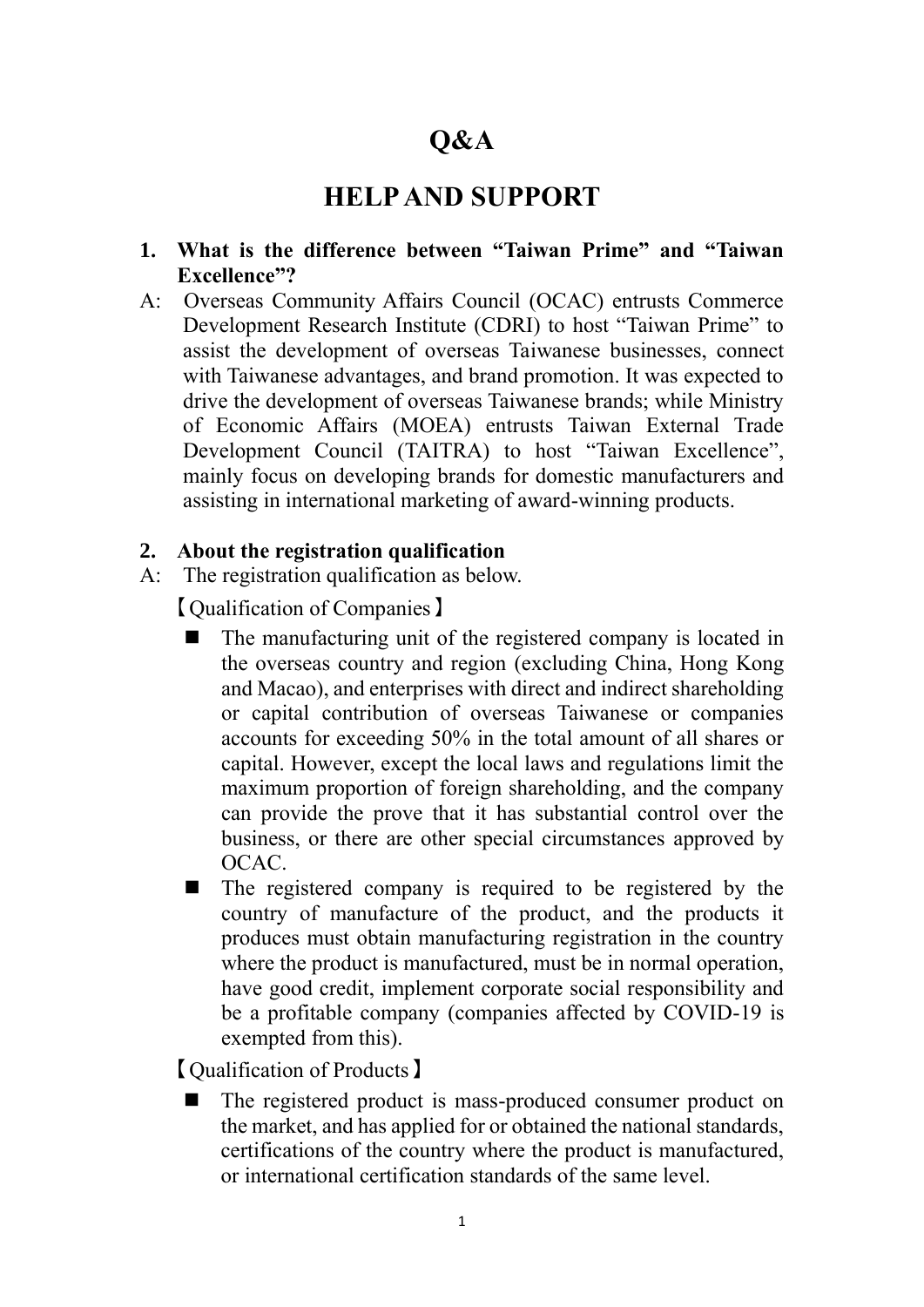# Q&A

# HELP AND SUPPORT

**1. What is the difference between "Taiwan Prime" and "Taiwan Excellence"?**

A: Overseas Community Affairs Council (OCAC) entrusts Commerce Development Research Institute (CDRI) to host "Taiwan Prime" to assist the development of overseas Taiwanese businesses, connect with Taiwanese advantages, and brand promotion. It was expected to drive the development of overseas Taiwanese brands; while Ministry of Economic Affairs (MOEA) entrusts Taiwan External Trade Development Council (TAITRA) to host "Taiwan Excellence", mainly focus on developing brands for domestic manufacturers and assisting in international marketing of award-winning products.

**2. About the registration qualification**

A: The registration qualification as below.

【Qualification of Companies】

- The manufacturing unit of the registered company is located in the overseas country and region (excluding China, Hong Kong and Macao), and enterprises with direct and indirect shareholding or capital contribution of overseas Taiwanese or companies accounts for exceeding 50% in the total amount of all shares or capital. However, except the local laws and regulations limit the maximum proportion of foreign shareholding, and the company can provide the prove that it has substantial control over the business, or there are other special circumstances approved by OCAC.
- The registered company is required to be registered by the country of manufacture of the product, and the products it produces must obtain manufacturing registration in the country where the product is manufactured, must be in normal operation, have good credit, implement corporate social responsibility and be a profitable company (companies affected by COVID-19 is exempted from this).

【Qualification of Products】

- The registered product is mass-produced consumer product on the market, and has applied for or obtained the national standards, certifications of the country where the product is manufactured, or international certification standards of the same level.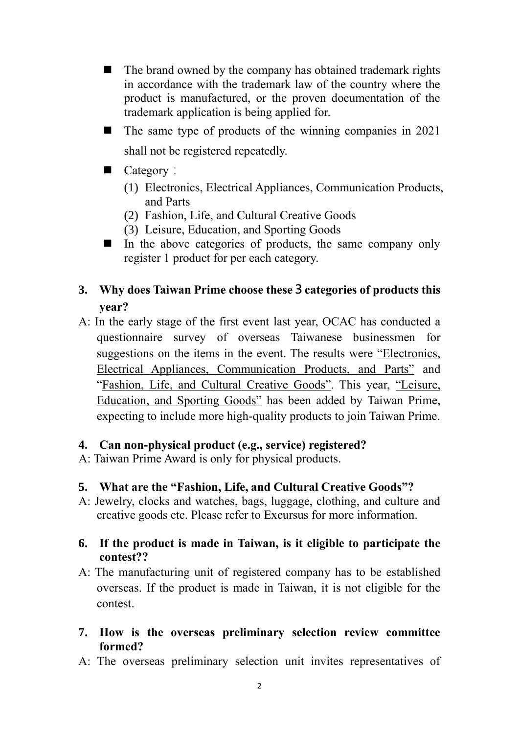- The brand owned by the company has obtained trademark rights in accordance with the trademark law of the country where the product is manufactured, or the proven documentation of the trademark application is being applied for.
- The same type of products of the winning companies in 2021 shall not be registered repeatedly.
- Category：
  (1) Electronics, Electrical Appliances, Communication Products, and Parts
  (2) Fashion, Life, and Cultural Creative Goods
  (3) Leisure, Education, and Sporting Goods
- In the above categories of products, the same company only register 1 product for per each category.

**3. Why does Taiwan Prime choose these 3 categories of products this year?**

A: In the early stage of the first event last year, OCAC has conducted a questionnaire survey of overseas Taiwanese businessmen for suggestions on the items in the event. The results were <u>“Electronics, Electrical Appliances, Communication Products, and Parts”</u> and “<u>Fashion, Life, and Cultural Creative Goods</u>”. This year, <u>“Leisure, Education, and Sporting Goods”</u> has been added by Taiwan Prime, expecting to include more high-quality products to join Taiwan Prime.

**4. Can non-physical product (e.g., service) registered?**

A: Taiwan Prime Award is only for physical products.

**5. What are the “Fashion, Life, and Cultural Creative Goods”?**

A: Jewelry, clocks and watches, bags, luggage, clothing, and culture and creative goods etc. Please refer to Excursus for more information.

**6. If the product is made in Taiwan, is it eligible to participate the contest??**

A: The manufacturing unit of registered company has to be established overseas. If the product is made in Taiwan, it is not eligible for the contest.

**7. How is the overseas preliminary selection review committee formed?**

A: The overseas preliminary selection unit invites representatives of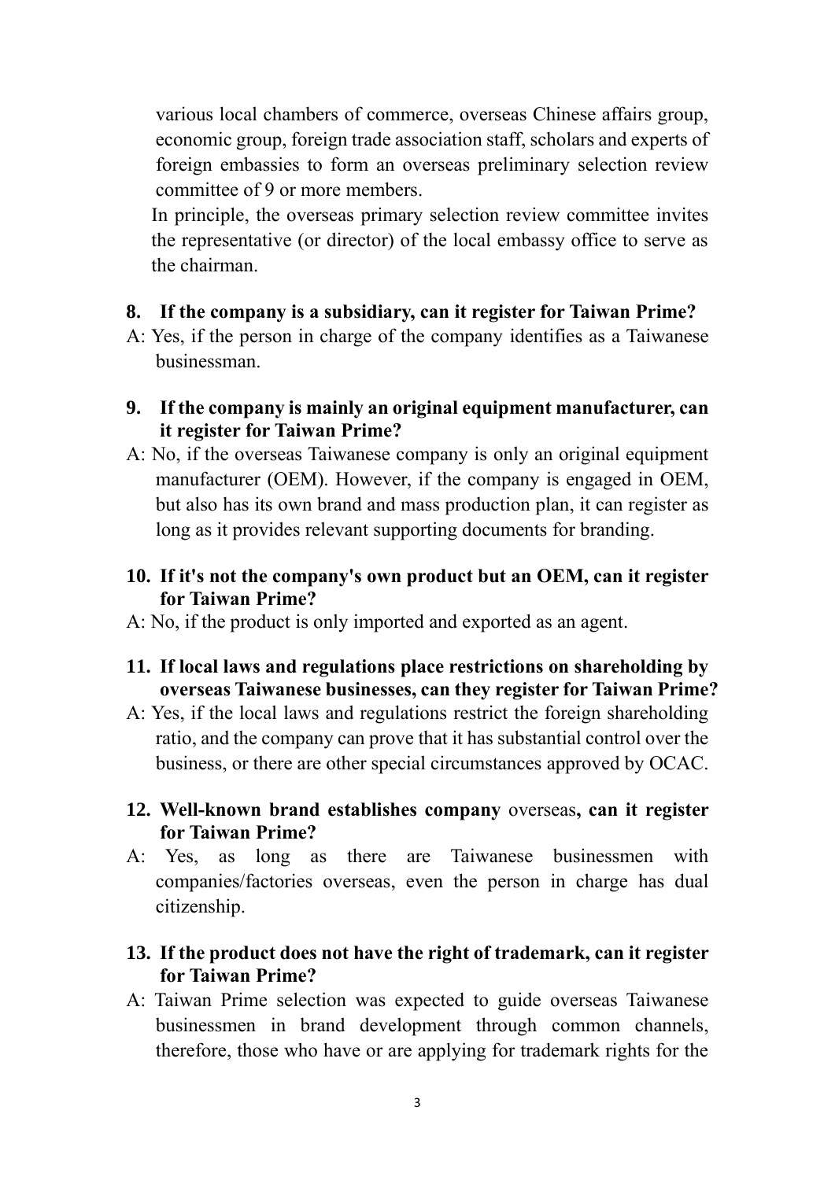various local chambers of commerce, overseas Chinese affairs group, economic group, foreign trade association staff, scholars and experts of foreign embassies to form an overseas preliminary selection review committee of 9 or more members.

In principle, the overseas primary selection review committee invites the representative (or director) of the local embassy office to serve as the chairman.

**8. If the company is a subsidiary, can it register for Taiwan Prime?**

A: Yes, if the person in charge of the company identifies as a Taiwanese businessman.

**9. If the company is mainly an original equipment manufacturer, can it register for Taiwan Prime?**

A: No, if the overseas Taiwanese company is only an original equipment manufacturer (OEM). However, if the company is engaged in OEM, but also has its own brand and mass production plan, it can register as long as it provides relevant supporting documents for branding.

**10. If it's not the company's own product but an OEM, can it register for Taiwan Prime?**

A: No, if the product is only imported and exported as an agent.

**11. If local laws and regulations place restrictions on shareholding by overseas Taiwanese businesses, can they register for Taiwan Prime?**

A: Yes, if the local laws and regulations restrict the foreign shareholding ratio, and the company can prove that it has substantial control over the business, or there are other special circumstances approved by OCAC.

**12. Well-known brand establishes company** overseas**, can it register for Taiwan Prime?**

A: Yes, as long as there are Taiwanese businessmen with companies/factories overseas, even the person in charge has dual citizenship.

**13. If the product does not have the right of trademark, can it register for Taiwan Prime?**

A: Taiwan Prime selection was expected to guide overseas Taiwanese businessmen in brand development through common channels, therefore, those who have or are applying for trademark rights for the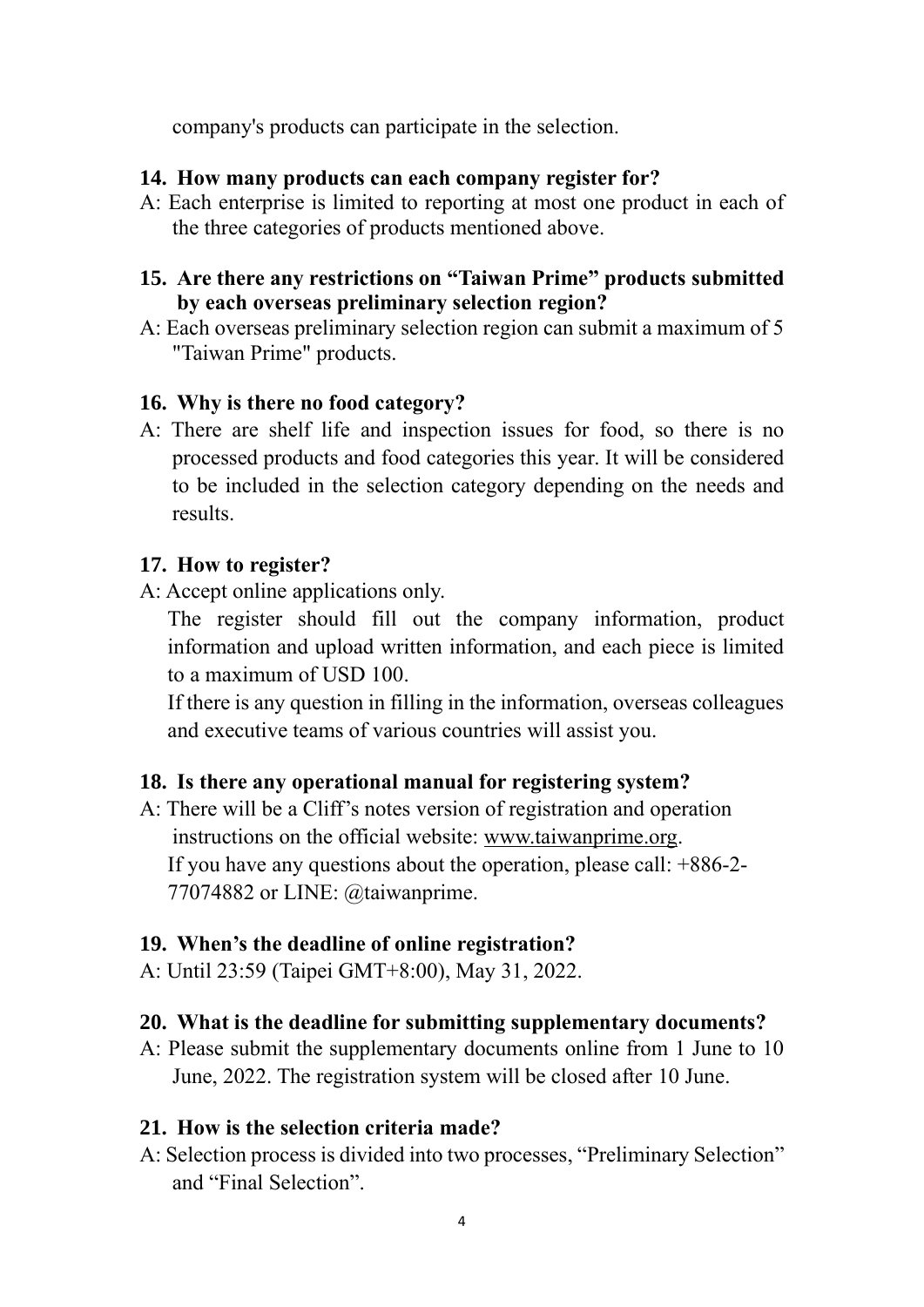company's products can participate in the selection.

**14. How many products can each company register for?**

A: Each enterprise is limited to reporting at most one product in each of the three categories of products mentioned above.

**15. Are there any restrictions on "Taiwan Prime" products submitted by each overseas preliminary selection region?**

A: Each overseas preliminary selection region can submit a maximum of 5 "Taiwan Prime" products.

**16. Why is there no food category?**

A: There are shelf life and inspection issues for food, so there is no processed products and food categories this year. It will be considered to be included in the selection category depending on the needs and results.

**17. How to register?**

A: Accept online applications only.

The register should fill out the company information, product information and upload written information, and each piece is limited to a maximum of USD 100.

If there is any question in filling in the information, overseas colleagues and executive teams of various countries will assist you.

**18. Is there any operational manual for registering system?**

A: There will be a Cliff's notes version of registration and operation instructions on the official website: www.taiwanprime.org.

If you have any questions about the operation, please call: +886-2-77074882 or LINE: @taiwanprime.

**19. When's the deadline of online registration?**

A: Until 23:59 (Taipei GMT+8:00), May 31, 2022.

**20. What is the deadline for submitting supplementary documents?**

A: Please submit the supplementary documents online from 1 June to 10 June, 2022. The registration system will be closed after 10 June.

**21. How is the selection criteria made?**

A: Selection process is divided into two processes, "Preliminary Selection" and "Final Selection".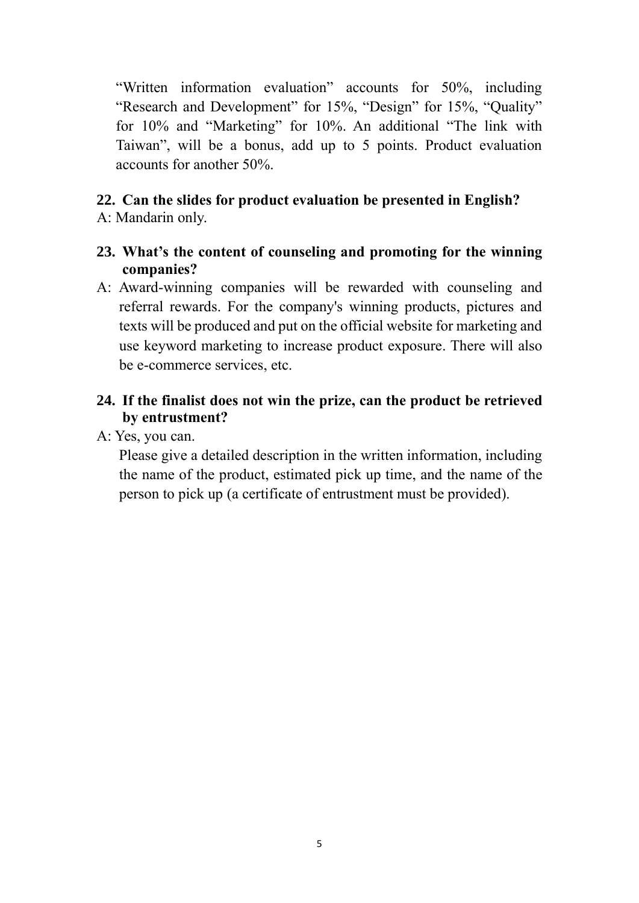"Written information evaluation" accounts for 50%, including "Research and Development" for 15%, "Design" for 15%, "Quality" for 10% and "Marketing" for 10%. An additional "The link with Taiwan", will be a bonus, add up to 5 points. Product evaluation accounts for another 50%.

**22. Can the slides for product evaluation be presented in English?**

A: Mandarin only.

**23. What's the content of counseling and promoting for the winning companies?**

A: Award-winning companies will be rewarded with counseling and referral rewards. For the company's winning products, pictures and texts will be produced and put on the official website for marketing and use keyword marketing to increase product exposure. There will also be e-commerce services, etc.

**24. If the finalist does not win the prize, can the product be retrieved by entrustment?**

A: Yes, you can.

Please give a detailed description in the written information, including the name of the product, estimated pick up time, and the name of the person to pick up (a certificate of entrustment must be provided).